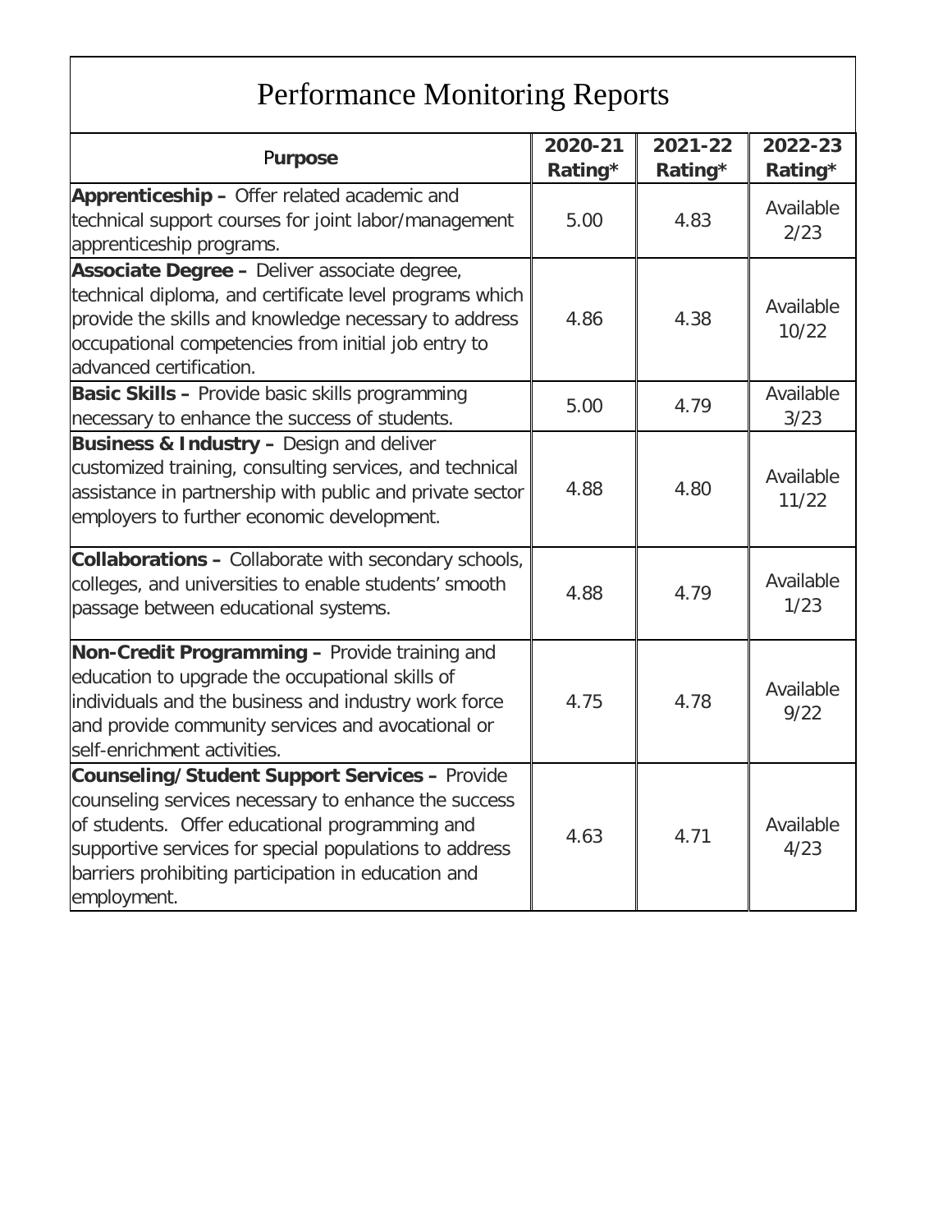# Performance Monitoring Reports

| Purpose | 2020-21 Rating* | 2021-22 Rating* | 2022-23 Rating* |
|---|---|---|---|
| **Apprenticeship –** Offer related academic and technical support courses for joint labor/management apprenticeship programs. | 5.00 | 4.83 | Available 2/23 |
| **Associate Degree –** Deliver associate degree, technical diploma, and certificate level programs which provide the skills and knowledge necessary to address occupational competencies from initial job entry to advanced certification. | 4.86 | 4.38 | Available 10/22 |
| **Basic Skills –** Provide basic skills programming necessary to enhance the success of students. | 5.00 | 4.79 | Available 3/23 |
| **Business & Industry –** Design and deliver customized training, consulting services, and technical assistance in partnership with public and private sector employers to further economic development. | 4.88 | 4.80 | Available 11/22 |
| **Collaborations –** Collaborate with secondary schools, colleges, and universities to enable students' smooth passage between educational systems. | 4.88 | 4.79 | Available 1/23 |
| **Non-Credit Programming –** Provide training and education to upgrade the occupational skills of individuals and the business and industry work force and provide community services and avocational or self-enrichment activities. | 4.75 | 4.78 | Available 9/22 |
| **Counseling/Student Support Services –** Provide counseling services necessary to enhance the success of students. Offer educational programming and supportive services for special populations to address barriers prohibiting participation in education and employment. | 4.63 | 4.71 | Available 4/23 |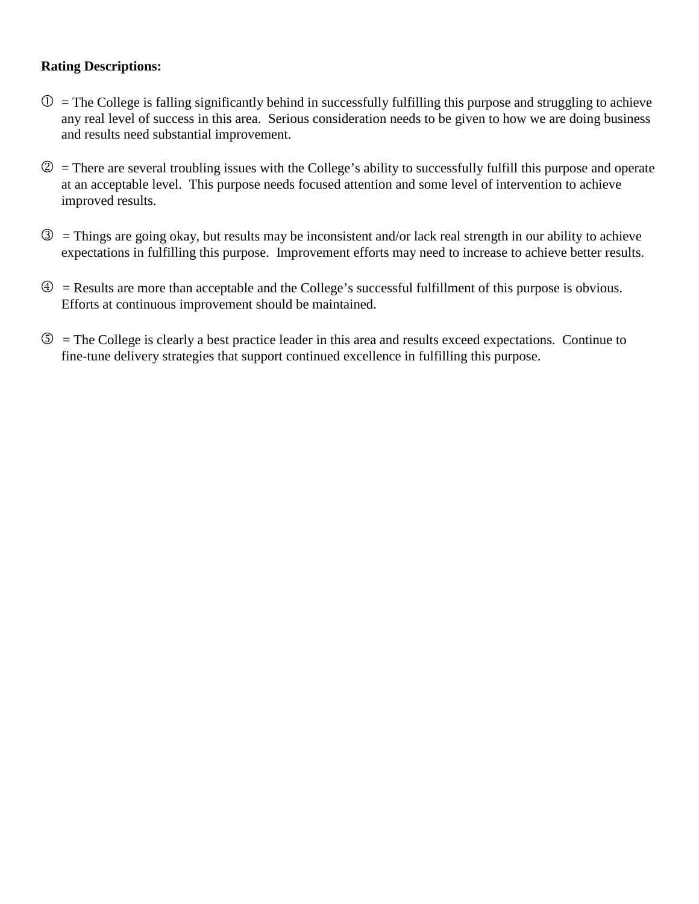**Rating Descriptions:**

① = The College is falling significantly behind in successfully fulfilling this purpose and struggling to achieve any real level of success in this area. Serious consideration needs to be given to how we are doing business and results need substantial improvement.

② = There are several troubling issues with the College's ability to successfully fulfill this purpose and operate at an acceptable level. This purpose needs focused attention and some level of intervention to achieve improved results.

③ = Things are going okay, but results may be inconsistent and/or lack real strength in our ability to achieve expectations in fulfilling this purpose. Improvement efforts may need to increase to achieve better results.

④ = Results are more than acceptable and the College's successful fulfillment of this purpose is obvious. Efforts at continuous improvement should be maintained.

⑤ = The College is clearly a best practice leader in this area and results exceed expectations. Continue to fine-tune delivery strategies that support continued excellence in fulfilling this purpose.